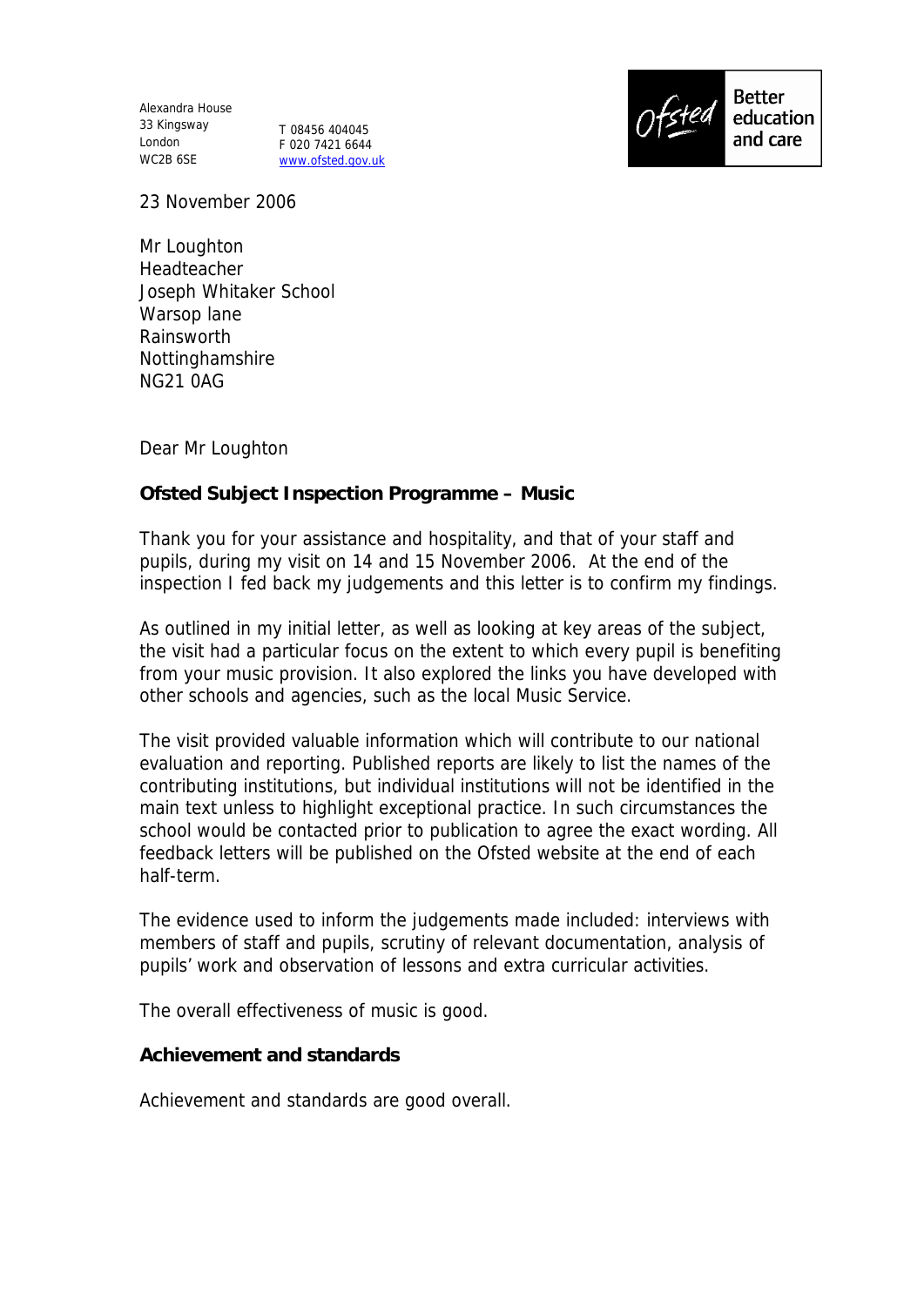Alexandra House
33 Kingsway
London
WC2B 6SE

T 08456 404045
F 020 7421 6644
www.ofsted.gov.uk

Ofsted Better education and care

23 November 2006

Mr Loughton
Headteacher
Joseph Whitaker School
Warsop lane
Rainsworth
Nottinghamshire
NG21 0AG

Dear Mr Loughton

**Ofsted Subject Inspection Programme – Music**

Thank you for your assistance and hospitality, and that of your staff and pupils, during my visit on 14 and 15 November 2006. At the end of the inspection I fed back my judgements and this letter is to confirm my findings.

As outlined in my initial letter, as well as looking at key areas of the subject, the visit had a particular focus on the extent to which every pupil is benefiting from your music provision. It also explored the links you have developed with other schools and agencies, such as the local Music Service.

The visit provided valuable information which will contribute to our national evaluation and reporting. Published reports are likely to list the names of the contributing institutions, but individual institutions will not be identified in the main text unless to highlight exceptional practice. In such circumstances the school would be contacted prior to publication to agree the exact wording. All feedback letters will be published on the Ofsted website at the end of each half-term.

The evidence used to inform the judgements made included: interviews with members of staff and pupils, scrutiny of relevant documentation, analysis of pupils' work and observation of lessons and extra curricular activities.

The overall effectiveness of music is good.

**Achievement and standards**

Achievement and standards are good overall.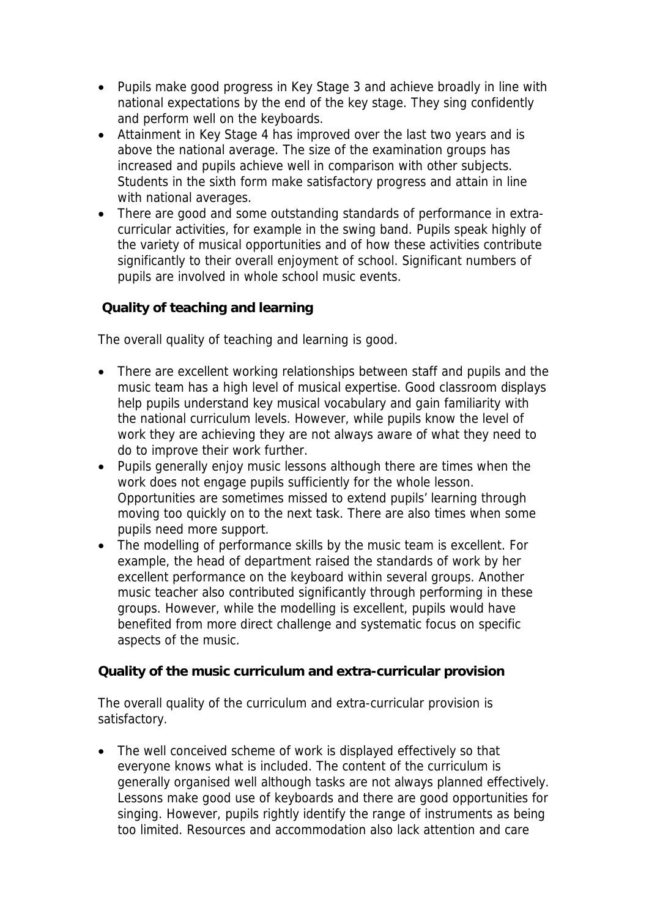- Pupils make good progress in Key Stage 3 and achieve broadly in line with national expectations by the end of the key stage. They sing confidently and perform well on the keyboards.
- Attainment in Key Stage 4 has improved over the last two years and is above the national average. The size of the examination groups has increased and pupils achieve well in comparison with other subjects. Students in the sixth form make satisfactory progress and attain in line with national averages.
- There are good and some outstanding standards of performance in extra-curricular activities, for example in the swing band. Pupils speak highly of the variety of musical opportunities and of how these activities contribute significantly to their overall enjoyment of school. Significant numbers of pupils are involved in whole school music events.

### Quality of teaching and learning

The overall quality of teaching and learning is good.

- There are excellent working relationships between staff and pupils and the music team has a high level of musical expertise. Good classroom displays help pupils understand key musical vocabulary and gain familiarity with the national curriculum levels. However, while pupils know the level of work they are achieving they are not always aware of what they need to do to improve their work further.
- Pupils generally enjoy music lessons although there are times when the work does not engage pupils sufficiently for the whole lesson. Opportunities are sometimes missed to extend pupils' learning through moving too quickly on to the next task. There are also times when some pupils need more support.
- The modelling of performance skills by the music team is excellent. For example, the head of department raised the standards of work by her excellent performance on the keyboard within several groups. Another music teacher also contributed significantly through performing in these groups. However, while the modelling is excellent, pupils would have benefited from more direct challenge and systematic focus on specific aspects of the music.

### Quality of the music curriculum and extra-curricular provision

The overall quality of the curriculum and extra-curricular provision is satisfactory.

- The well conceived scheme of work is displayed effectively so that everyone knows what is included. The content of the curriculum is generally organised well although tasks are not always planned effectively. Lessons make good use of keyboards and there are good opportunities for singing. However, pupils rightly identify the range of instruments as being too limited. Resources and accommodation also lack attention and care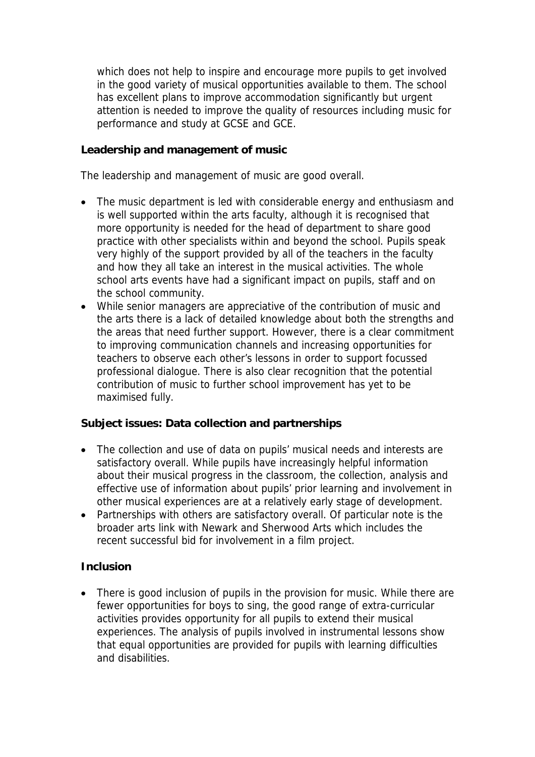which does not help to inspire and encourage more pupils to get involved in the good variety of musical opportunities available to them. The school has excellent plans to improve accommodation significantly but urgent attention is needed to improve the quality of resources including music for performance and study at GCSE and GCE.

**Leadership and management of music**

The leadership and management of music are good overall.

- The music department is led with considerable energy and enthusiasm and is well supported within the arts faculty, although it is recognised that more opportunity is needed for the head of department to share good practice with other specialists within and beyond the school. Pupils speak very highly of the support provided by all of the teachers in the faculty and how they all take an interest in the musical activities. The whole school arts events have had a significant impact on pupils, staff and on the school community.
- While senior managers are appreciative of the contribution of music and the arts there is a lack of detailed knowledge about both the strengths and the areas that need further support. However, there is a clear commitment to improving communication channels and increasing opportunities for teachers to observe each other's lessons in order to support focussed professional dialogue. There is also clear recognition that the potential contribution of music to further school improvement has yet to be maximised fully.

**Subject issues: Data collection and partnerships**

- The collection and use of data on pupils' musical needs and interests are satisfactory overall. While pupils have increasingly helpful information about their musical progress in the classroom, the collection, analysis and effective use of information about pupils' prior learning and involvement in other musical experiences are at a relatively early stage of development.
- Partnerships with others are satisfactory overall. Of particular note is the broader arts link with Newark and Sherwood Arts which includes the recent successful bid for involvement in a film project.

**Inclusion**

- There is good inclusion of pupils in the provision for music. While there are fewer opportunities for boys to sing, the good range of extra-curricular activities provides opportunity for all pupils to extend their musical experiences. The analysis of pupils involved in instrumental lessons show that equal opportunities are provided for pupils with learning difficulties and disabilities.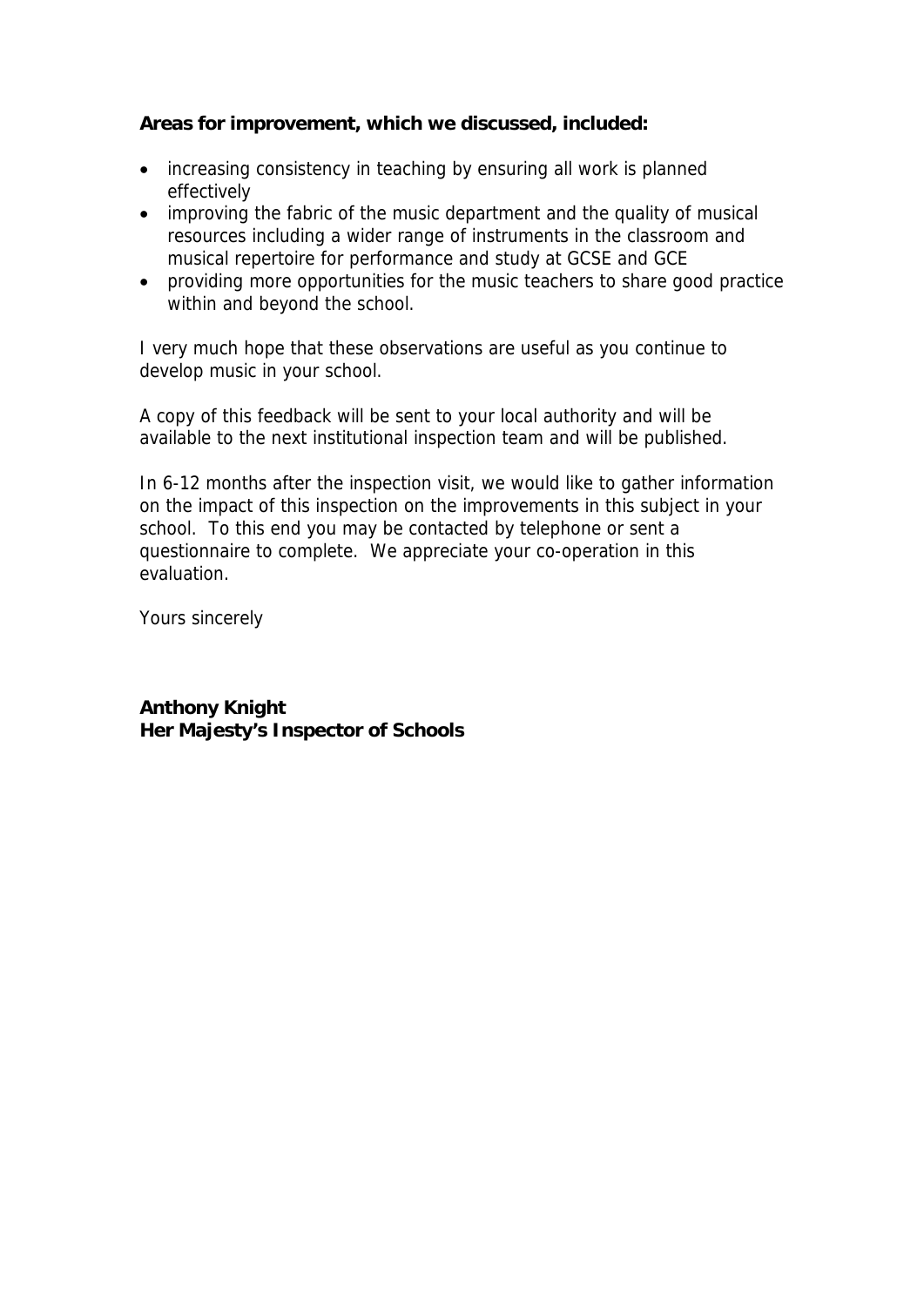**Areas for improvement, which we discussed, included:**

- increasing consistency in teaching by ensuring all work is planned effectively
- improving the fabric of the music department and the quality of musical resources including a wider range of instruments in the classroom and musical repertoire for performance and study at GCSE and GCE
- providing more opportunities for the music teachers to share good practice within and beyond the school.

I very much hope that these observations are useful as you continue to develop music in your school.

A copy of this feedback will be sent to your local authority and will be available to the next institutional inspection team and will be published.

In 6-12 months after the inspection visit, we would like to gather information on the impact of this inspection on the improvements in this subject in your school. To this end you may be contacted by telephone or sent a questionnaire to complete. We appreciate your co-operation in this evaluation.

Yours sincerely

**Anthony Knight**
**Her Majesty's Inspector of Schools**